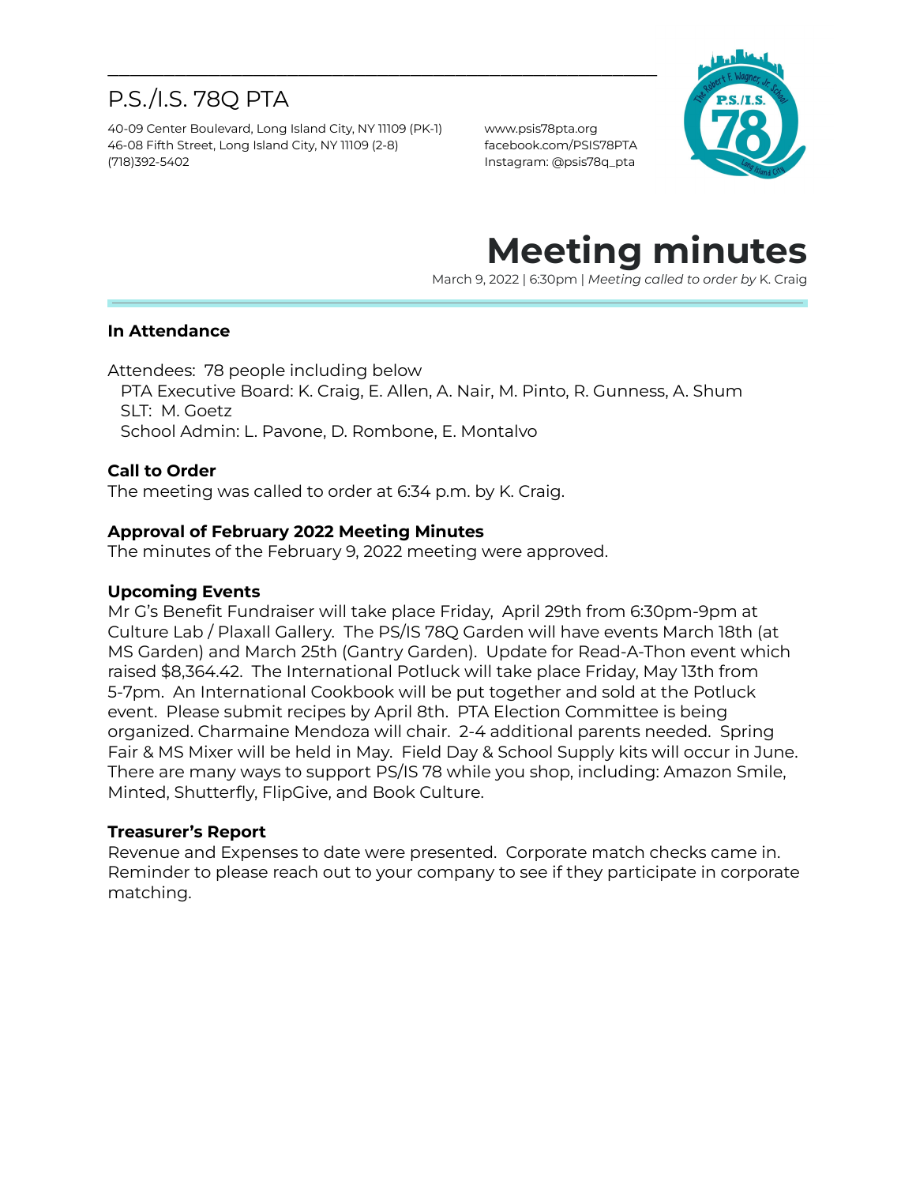# P.S./I.S. 78Q PTA

40-09 Center Boulevard, Long Island City, NY 11109 (PK-1)
46-08 Fifth Street, Long Island City, NY 11109 (2-8)
(718)392-5402

www.psis78pta.org
facebook.com/PSIS78PTA
Instagram: @psis78q_pta

# Meeting minutes

March 9, 2022 | 6:30pm | *Meeting called to order by* K. Craig

**In Attendance**

Attendees: 78 people including below
PTA Executive Board: K. Craig, E. Allen, A. Nair, M. Pinto, R. Gunness, A. Shum
SLT: M. Goetz
School Admin: L. Pavone, D. Rombone, E. Montalvo

**Call to Order**

The meeting was called to order at 6:34 p.m. by K. Craig.

**Approval of February 2022 Meeting Minutes**

The minutes of the February 9, 2022 meeting were approved.

**Upcoming Events**

Mr G's Benefit Fundraiser will take place Friday, April 29th from 6:30pm-9pm at Culture Lab / Plaxall Gallery. The PS/IS 78Q Garden will have events March 18th (at MS Garden) and March 25th (Gantry Garden). Update for Read-A-Thon event which raised $8,364.42. The International Potluck will take place Friday, May 13th from 5-7pm. An International Cookbook will be put together and sold at the Potluck event. Please submit recipes by April 8th. PTA Election Committee is being organized. Charmaine Mendoza will chair. 2-4 additional parents needed. Spring Fair & MS Mixer will be held in May. Field Day & School Supply kits will occur in June. There are many ways to support PS/IS 78 while you shop, including: Amazon Smile, Minted, Shutterfly, FlipGive, and Book Culture.

**Treasurer's Report**

Revenue and Expenses to date were presented. Corporate match checks came in. Reminder to please reach out to your company to see if they participate in corporate matching.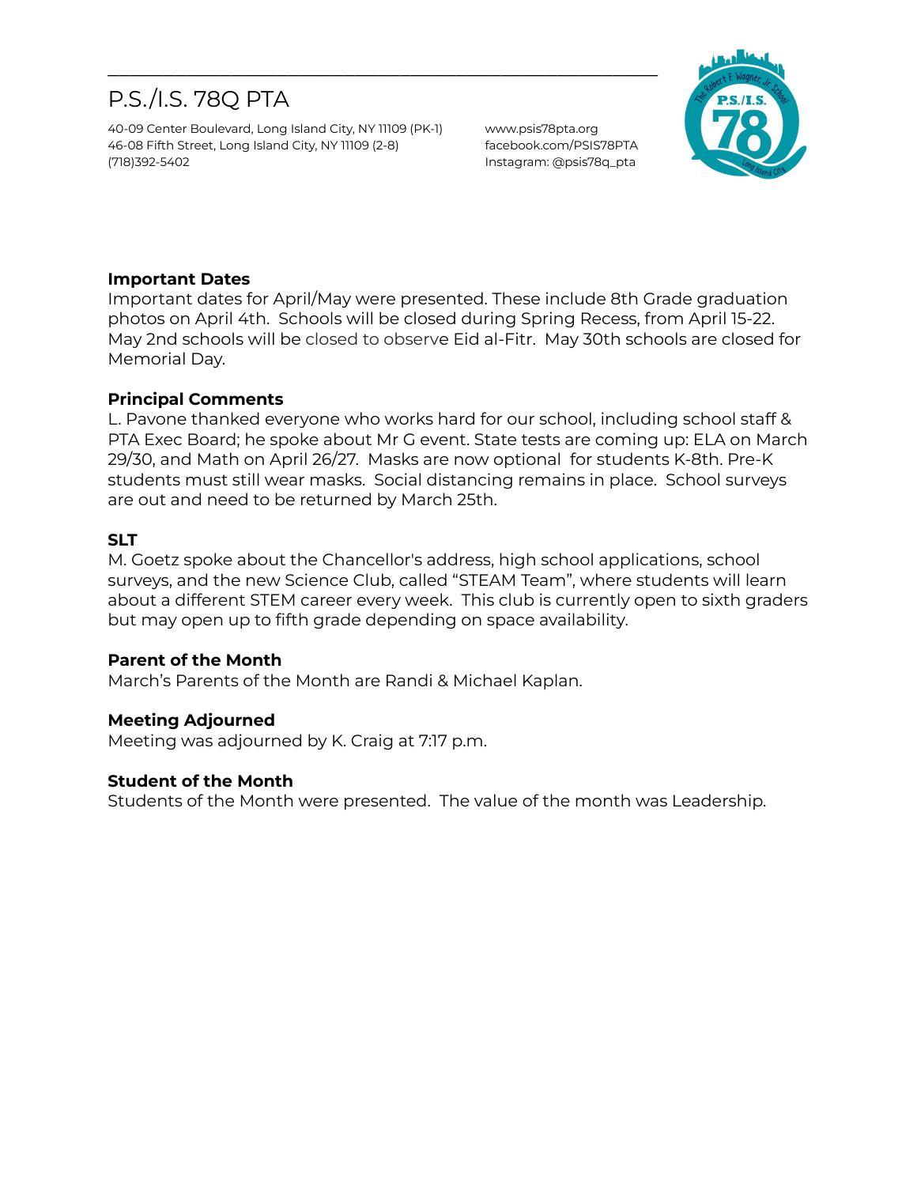# P.S./I.S. 78Q PTA

40-09 Center Boulevard, Long Island City, NY 11109 (PK-1)
46-08 Fifth Street, Long Island City, NY 11109 (2-8)
(718)392-5402

www.psis78pta.org
facebook.com/PSIS78PTA
Instagram: @psis78q_pta

**Important Dates**
Important dates for April/May were presented. These include 8th Grade graduation photos on April 4th. Schools will be closed during Spring Recess, from April 15-22. May 2nd schools will be closed to observe Eid al-Fitr. May 30th schools are closed for Memorial Day.

**Principal Comments**
L. Pavone thanked everyone who works hard for our school, including school staff & PTA Exec Board; he spoke about Mr G event. State tests are coming up: ELA on March 29/30, and Math on April 26/27. Masks are now optional for students K-8th. Pre-K students must still wear masks. Social distancing remains in place. School surveys are out and need to be returned by March 25th.

**SLT**
M. Goetz spoke about the Chancellor's address, high school applications, school surveys, and the new Science Club, called "STEAM Team", where students will learn about a different STEM career every week. This club is currently open to sixth graders but may open up to fifth grade depending on space availability.

**Parent of the Month**
March's Parents of the Month are Randi & Michael Kaplan.

**Meeting Adjourned**
Meeting was adjourned by K. Craig at 7:17 p.m.

**Student of the Month**
Students of the Month were presented. The value of the month was Leadership.